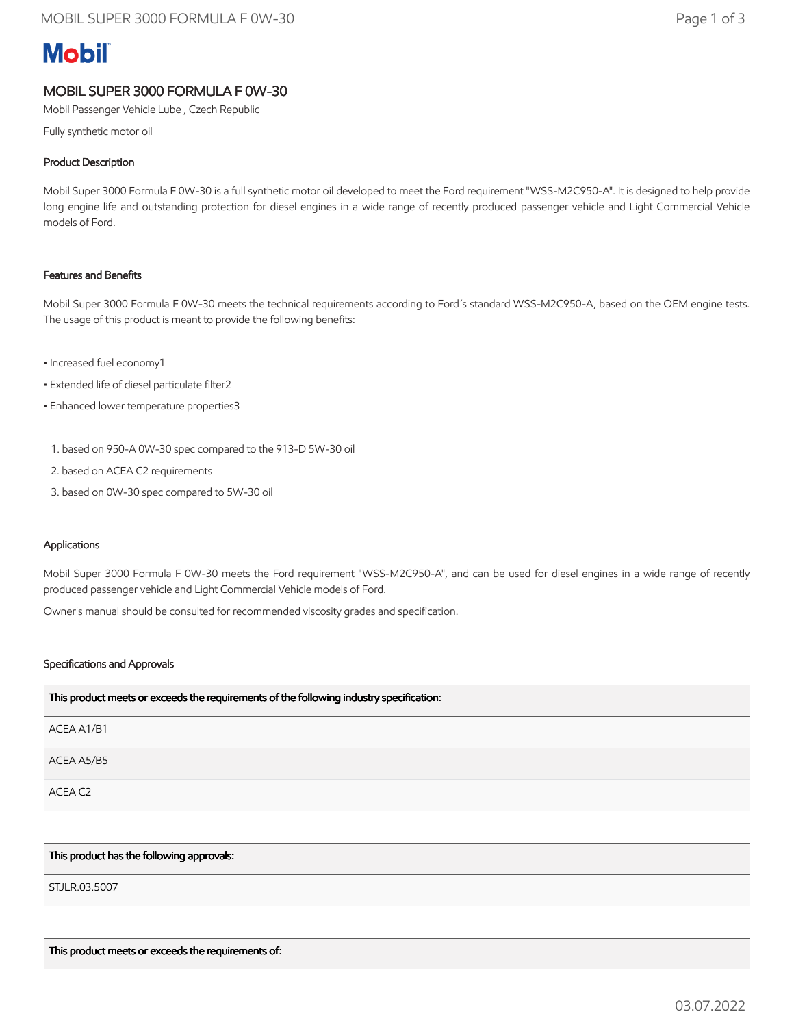Mobil

# MOBIL SUPER 3000 FORMULA F 0W-30

Mobil Passenger Vehicle Lube , Czech Republic

Fully synthetic motor oil

## Product Description

Mobil Super 3000 Formula F 0W-30 is a full synthetic motor oil developed to meet the Ford requirement "WSS-M2C950-A". It is designed to help provide long engine life and outstanding protection for diesel engines in a wide range of recently produced passenger vehicle and Light Commercial Vehicle models of Ford.

## Features and Benefits

Mobil Super 3000 Formula F 0W-30 meets the technical requirements according to Ford´s standard WSS-M2C950-A, based on the OEM engine tests. The usage of this product is meant to provide the following benefits:

- Increased fuel economy[1]
- Extended life of diesel particulate filter[2]
- Enhanced lower temperature properties[3]

1. based on 950-A 0W-30 spec compared to the 913-D 5W-30 oil
2. based on ACEA C2 requirements
3. based on 0W-30 spec compared to 5W-30 oil

## Applications

Mobil Super 3000 Formula F 0W-30 meets the Ford requirement "WSS-M2C950-A", and can be used for diesel engines in a wide range of recently produced passenger vehicle and Light Commercial Vehicle models of Ford.

Owner's manual should be consulted for recommended viscosity grades and specification.

## Specifications and Approvals

| This product meets or exceeds the requirements of the following industry specification: |
| --- |
| ACEA A1/B1 |
| ACEA A5/B5 |
| ACEA C2 |

| This product has the following approvals: |
| --- |
| STJLR.03.5007 |

| This product meets or exceeds the requirements of: |
| --- |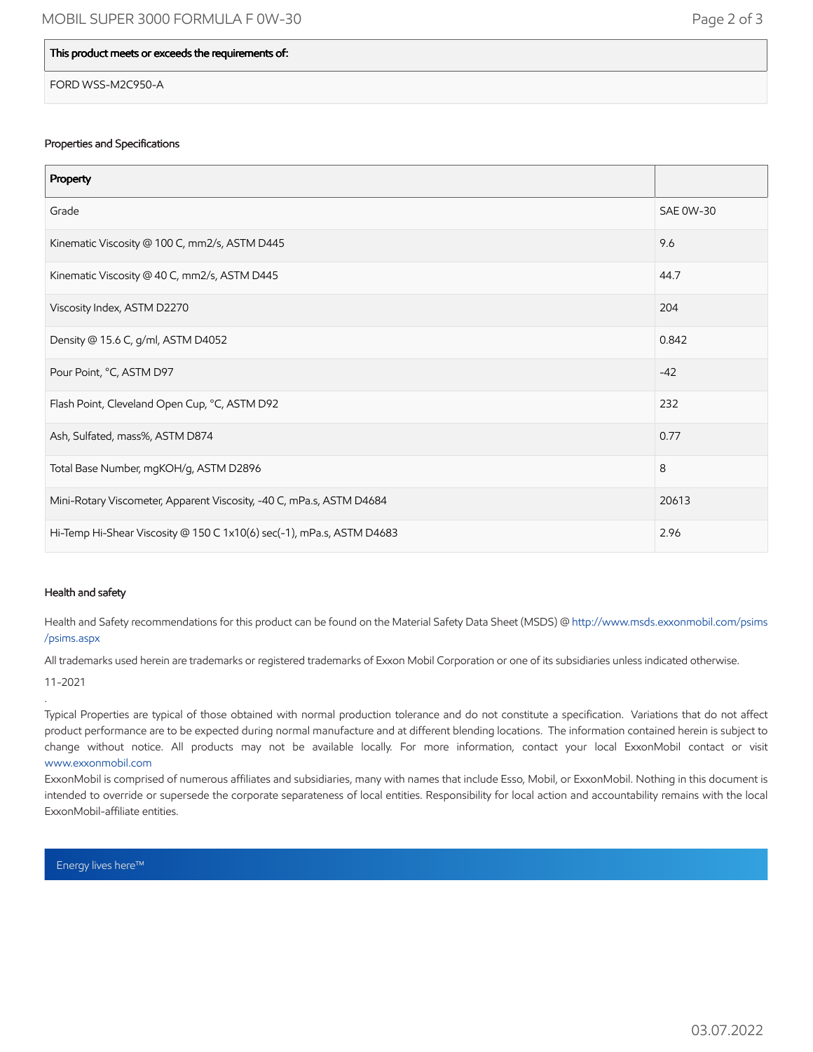| This product meets or exceeds the requirements of: |
| --- |
| FORD WSS-M2C950-A |

## Properties and Specifications

| Property | |
| --- | --- |
| Grade | SAE 0W-30 |
| Kinematic Viscosity @ 100 C, mm2/s, ASTM D445 | 9.6 |
| Kinematic Viscosity @ 40 C, mm2/s, ASTM D445 | 44.7 |
| Viscosity Index, ASTM D2270 | 204 |
| Density @ 15.6 C, g/ml, ASTM D4052 | 0.842 |
| Pour Point, °C, ASTM D97 | -42 |
| Flash Point, Cleveland Open Cup, °C, ASTM D92 | 232 |
| Ash, Sulfated, mass%, ASTM D874 | 0.77 |
| Total Base Number, mgKOH/g, ASTM D2896 | 8 |
| Mini-Rotary Viscometer, Apparent Viscosity, -40 C, mPa.s, ASTM D4684 | 20613 |
| Hi-Temp Hi-Shear Viscosity @ 150 C 1x10(6) sec(-1), mPa.s, ASTM D4683 | 2.96 |

## Health and safety

Health and Safety recommendations for this product can be found on the Material Safety Data Sheet (MSDS) @ http://www.msds.exxonmobil.com/psims/psims.aspx

All trademarks used herein are trademarks or registered trademarks of Exxon Mobil Corporation or one of its subsidiaries unless indicated otherwise.

11-2021

.

Typical Properties are typical of those obtained with normal production tolerance and do not constitute a specification. Variations that do not affect product performance are to be expected during normal manufacture and at different blending locations. The information contained herein is subject to change without notice. All products may not be available locally. For more information, contact your local ExxonMobil contact or visit www.exxonmobil.com

ExxonMobil is comprised of numerous affiliates and subsidiaries, many with names that include Esso, Mobil, or ExxonMobil. Nothing in this document is intended to override or supersede the corporate separateness of local entities. Responsibility for local action and accountability remains with the local ExxonMobil-affiliate entities.

Energy lives here™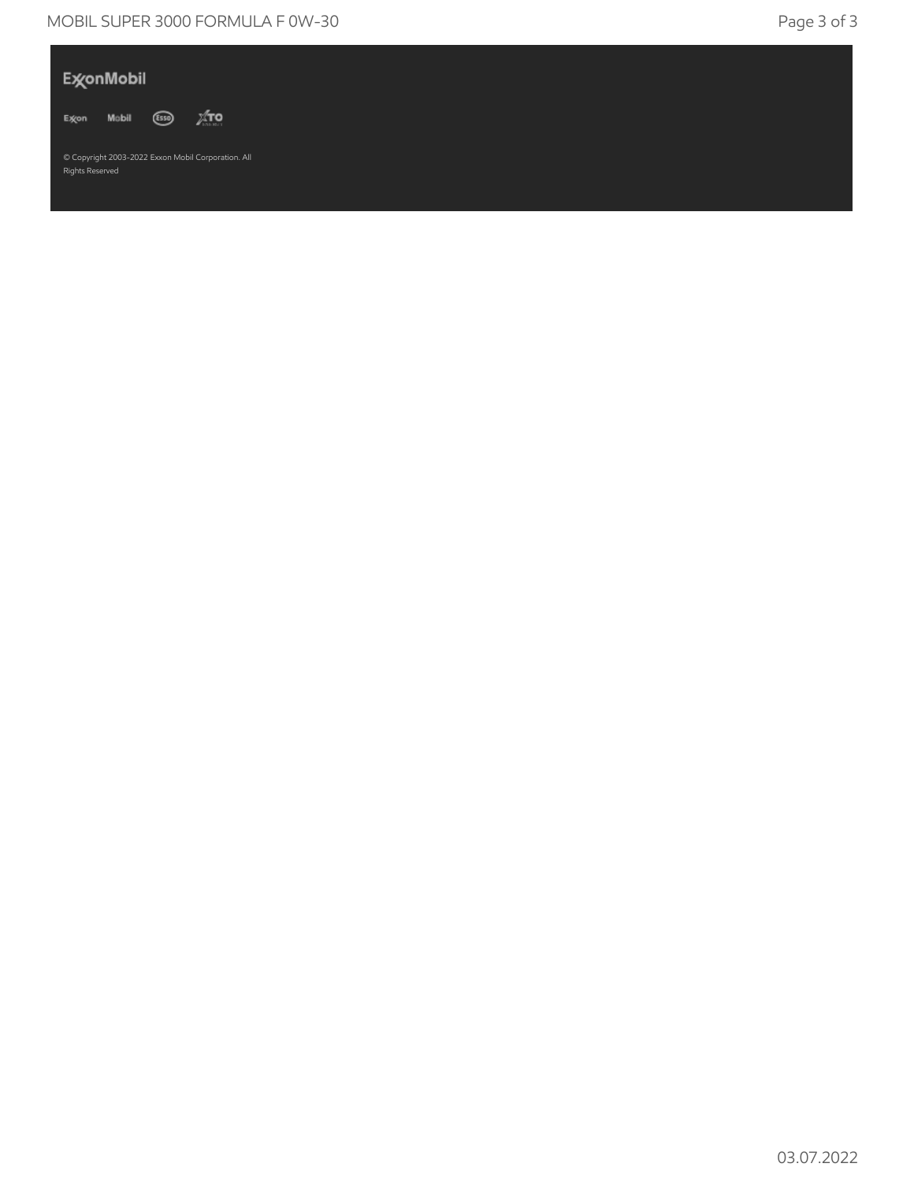ExxonMobil

Exxon Mobil Esso XTO

© Copyright 2003-2022 Exxon Mobil Corporation. All Rights Reserved

03.07.2022